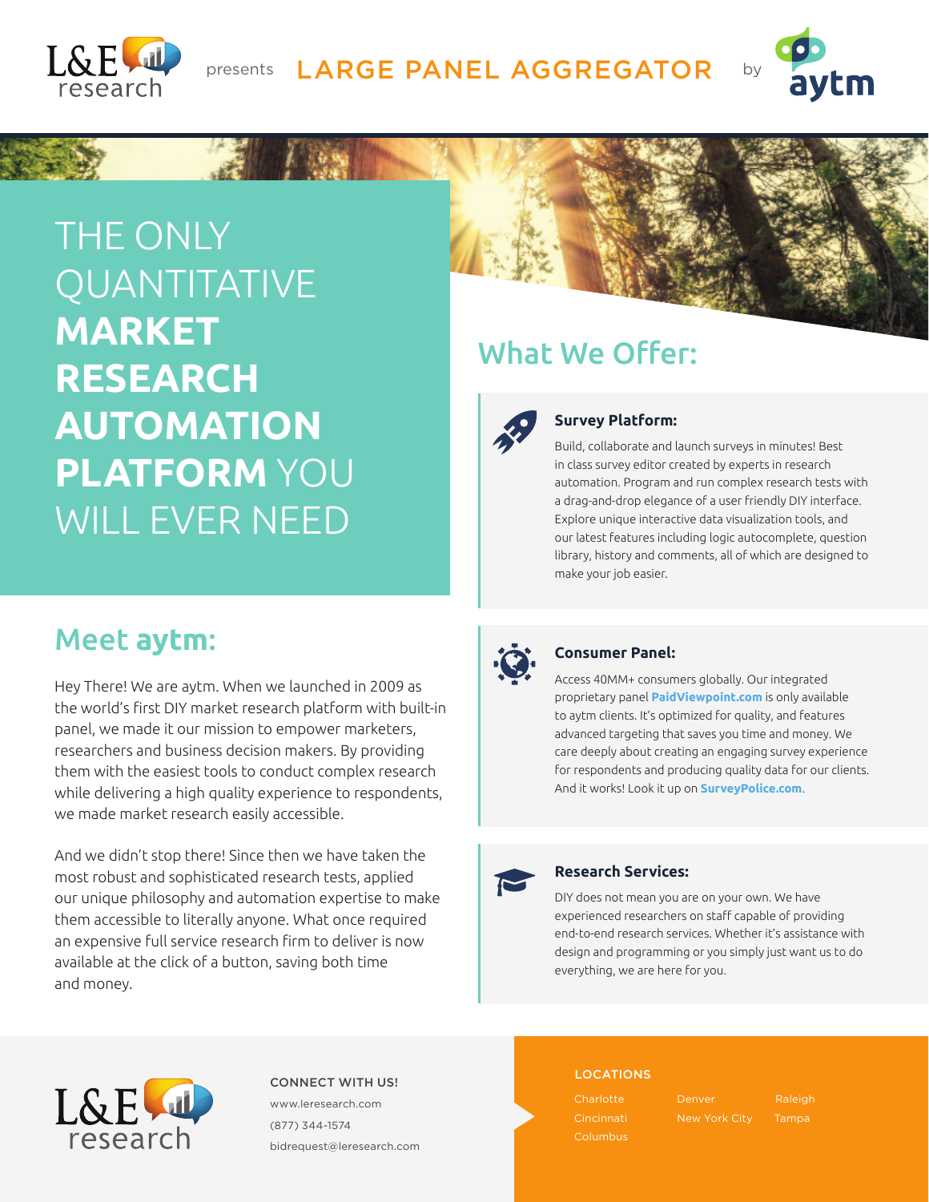L&E research presents **LARGE PANEL AGGREGATOR** by aytm

# THE ONLY QUANTITATIVE **MARKET RESEARCH AUTOMATION PLATFORM** YOU WILL EVER NEED

## Meet aytm:

Hey There! We are aytm. When we launched in 2009 as the world's first DIY market research platform with built-in panel, we made it our mission to empower marketers, researchers and business decision makers. By providing them with the easiest tools to conduct complex research while delivering a high quality experience to respondents, we made market research easily accessible.

And we didn't stop there! Since then we have taken the most robust and sophisticated research tests, applied our unique philosophy and automation expertise to make them accessible to literally anyone. What once required an expensive full service research firm to deliver is now available at the click of a button, saving both time and money.

## What We Offer:

### Survey Platform:

Build, collaborate and launch surveys in minutes! Best in class survey editor created by experts in research automation. Program and run complex research tests with a drag-and-drop elegance of a user friendly DIY interface. Explore unique interactive data visualization tools, and our latest features including logic autocomplete, question library, history and comments, all of which are designed to make your job easier.

### Consumer Panel:

Access 40MM+ consumers globally. Our integrated proprietary panel **PaidViewpoint.com** is only available to aytm clients. It's optimized for quality, and features advanced targeting that saves you time and money. We care deeply about creating an engaging survey experience for respondents and producing quality data for our clients. And it works! Look it up on **SurveyPolice.com**.

### Research Services:

DIY does not mean you are on your own. We have experienced researchers on staff capable of providing end-to-end research services. Whether it's assistance with design and programming or you simply just want us to do everything, we are here for you.

L&E research

CONNECT WITH US!

www.leresearch.com

(877) 344-1574

bidrequest@leresearch.com

LOCATIONS

Charlotte
Cincinnati
Columbus
Denver
New York City
Raleigh
Tampa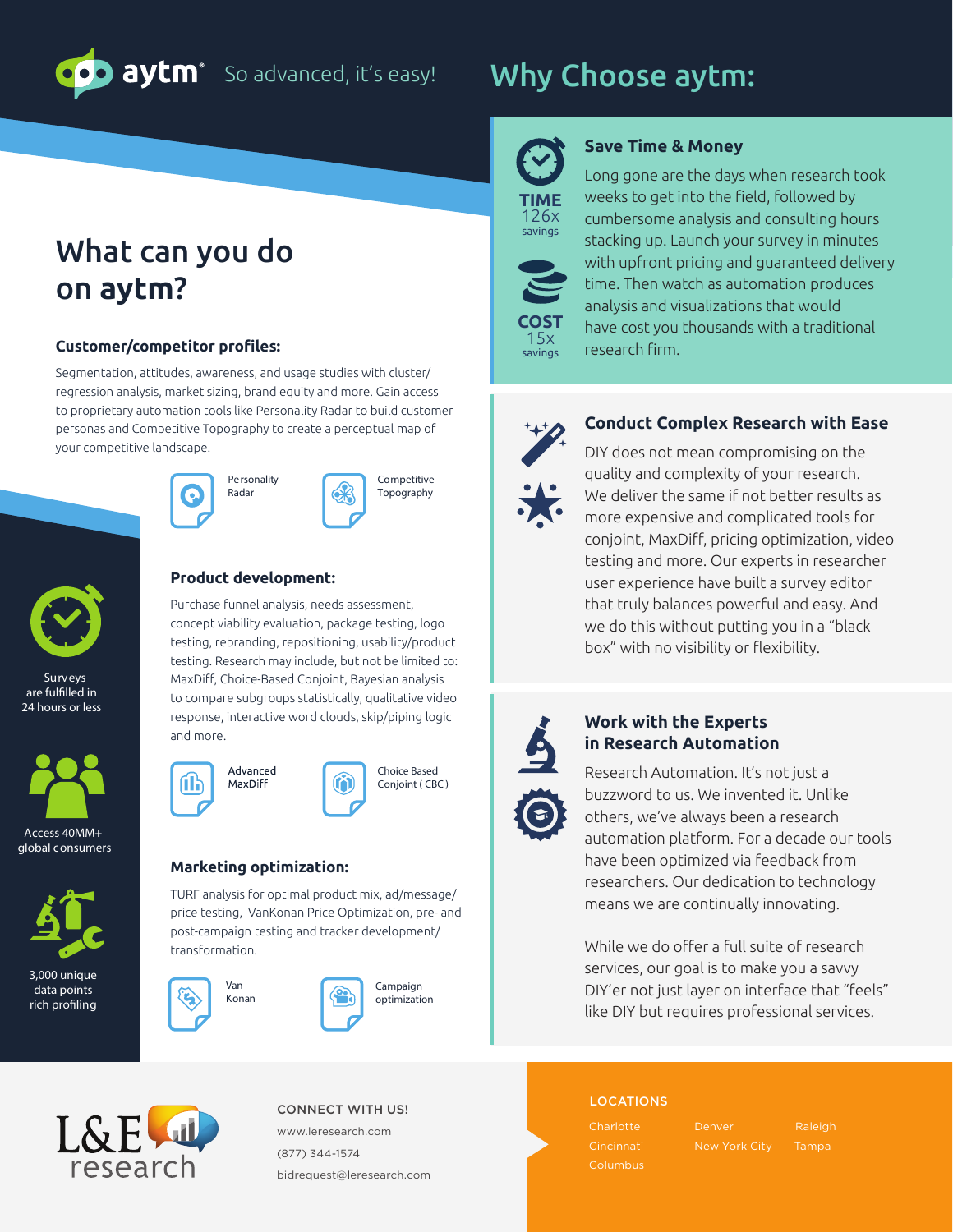aytm® So advanced, it's easy!

# What can you do on aytm?

### Customer/competitor profiles:

Segmentation, attitudes, awareness, and usage studies with cluster/ regression analysis, market sizing, brand equity and more. Gain access to proprietary automation tools like Personality Radar to build customer personas and Competitive Topography to create a perceptual map of your competitive landscape.

Personality Radar

Competitive Topography

### Product development:

Purchase funnel analysis, needs assessment, concept viability evaluation, package testing, logo testing, rebranding, repositioning, usability/product testing. Research may include, but not be limited to: MaxDiff, Choice-Based Conjoint, Bayesian analysis to compare subgroups statistically, qualitative video response, interactive word clouds, skip/piping logic and more.

Advanced MaxDiff

Choice Based Conjoint ( CBC )

### Marketing optimization:

TURF analysis for optimal product mix, ad/message/ price testing, VanKonan Price Optimization, pre- and post-campaign testing and tracker development/ transformation.

Van Konan

Campaign optimization

Surveys are fulfilled in 24 hours or less

Access 40MM+ global consumers

3,000 unique data points rich profiling

# Why Choose aytm:

TIME 126x savings

COST 15x savings

### Save Time & Money

Long gone are the days when research took weeks to get into the field, followed by cumbersome analysis and consulting hours stacking up. Launch your survey in minutes with upfront pricing and guaranteed delivery time. Then watch as automation produces analysis and visualizations that would have cost you thousands with a traditional research firm.

### Conduct Complex Research with Ease

DIY does not mean compromising on the quality and complexity of your research. We deliver the same if not better results as more expensive and complicated tools for conjoint, MaxDiff, pricing optimization, video testing and more. Our experts in researcher user experience have built a survey editor that truly balances powerful and easy. And we do this without putting you in a "black box" with no visibility or flexibility.

### Work with the Experts in Research Automation

Research Automation. It's not just a buzzword to us. We invented it. Unlike others, we've always been a research automation platform. For a decade our tools have been optimized via feedback from researchers. Our dedication to technology means we are continually innovating.

While we do offer a full suite of research services, our goal is to make you a savvy DIY'er not just layer on interface that "feels" like DIY but requires professional services.

L&E research

CONNECT WITH US!

www.leresearch.com

(877) 344-1574

bidrequest@leresearch.com

LOCATIONS

Charlotte
Cincinnati
Columbus
Denver
New York City
Raleigh
Tampa